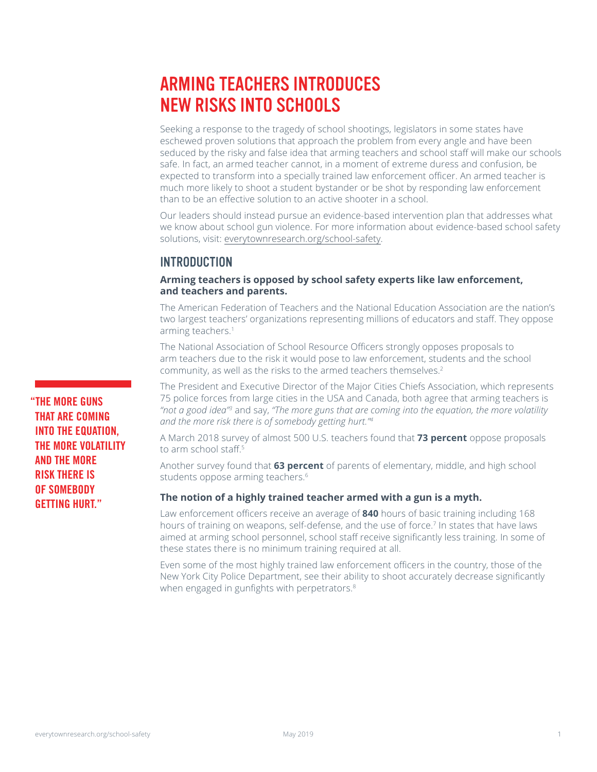# ARMING TEACHERS INTRODUCES NEW RISKS INTO SCHOOLS

Seeking a response to the tragedy of school shootings, legislators in some states have eschewed proven solutions that approach the problem from every angle and have been seduced by the risky and false idea that arming teachers and school staff will make our schools safe. In fact, an armed teacher cannot, in a moment of extreme duress and confusion, be expected to transform into a specially trained law enforcement officer. An armed teacher is much more likely to shoot a student bystander or be shot by responding law enforcement than to be an effective solution to an active shooter in a school.

Our leaders should instead pursue an evidence-based intervention plan that addresses what we know about school gun violence. For more information about evidence-based school safety solutions, visit: everytownresearch.org/school-safety.

## INTRODUCTION

**Arming teachers is opposed by school safety experts like law enforcement, and teachers and parents.**

The American Federation of Teachers and the National Education Association are the nation's two largest teachers' organizations representing millions of educators and staff. They oppose arming teachers.[1]

The National Association of School Resource Officers strongly opposes proposals to arm teachers due to the risk it would pose to law enforcement, students and the school community, as well as the risks to the armed teachers themselves.[2]

The President and Executive Director of the Major Cities Chiefs Association, which represents 75 police forces from large cities in the USA and Canada, both agree that arming teachers is *"not a good idea"*[3] and say, *"The more guns that are coming into the equation, the more volatility and the more risk there is of somebody getting hurt."*[4]

**"THE MORE GUNS THAT ARE COMING INTO THE EQUATION, THE MORE VOLATILITY AND THE MORE RISK THERE IS OF SOMEBODY GETTING HURT."**

A March 2018 survey of almost 500 U.S. teachers found that **73 percent** oppose proposals to arm school staff.[5]

Another survey found that **63 percent** of parents of elementary, middle, and high school students oppose arming teachers.[6]

**The notion of a highly trained teacher armed with a gun is a myth.**

Law enforcement officers receive an average of **840** hours of basic training including 168 hours of training on weapons, self-defense, and the use of force.[7] In states that have laws aimed at arming school personnel, school staff receive significantly less training. In some of these states there is no minimum training required at all.

Even some of the most highly trained law enforcement officers in the country, those of the New York City Police Department, see their ability to shoot accurately decrease significantly when engaged in gunfights with perpetrators.[8]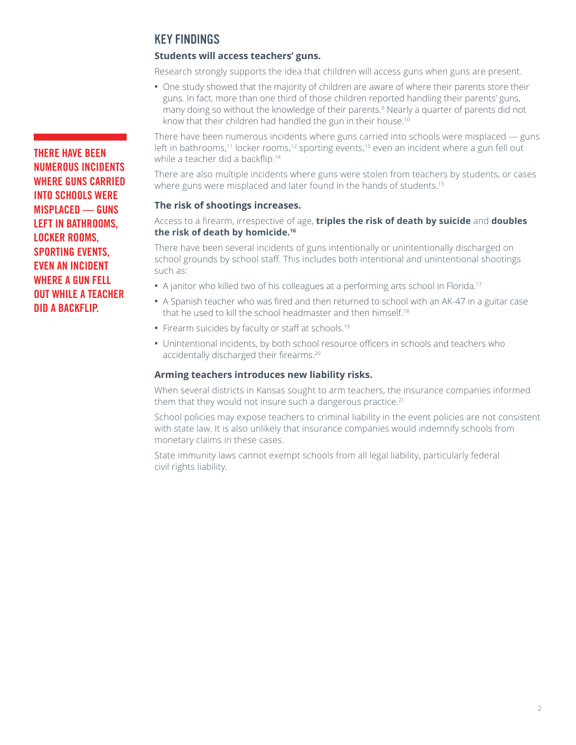## KEY FINDINGS

### Students will access teachers' guns.

Research strongly supports the idea that children will access guns when guns are present.

- One study showed that the majority of children are aware of where their parents store their guns. In fact, more than one third of those children reported handling their parents' guns, many doing so without the knowledge of their parents.[9] Nearly a quarter of parents did not know that their children had handled the gun in their house.[10]

There have been numerous incidents where guns carried into schools were misplaced — guns left in bathrooms,[11] locker rooms,[12] sporting events,[13] even an incident where a gun fell out while a teacher did a backflip.[14]

There are also multiple incidents where guns were stolen from teachers by students, or cases where guns were misplaced and later found in the hands of students.[15]

**THERE HAVE BEEN NUMEROUS INCIDENTS WHERE GUNS CARRIED INTO SCHOOLS WERE MISPLACED — GUNS LEFT IN BATHROOMS, LOCKER ROOMS, SPORTING EVENTS, EVEN AN INCIDENT WHERE A GUN FELL OUT WHILE A TEACHER DID A BACKFLIP.**

### The risk of shootings increases.

Access to a firearm, irrespective of age, **triples the risk of death by suicide** and **doubles the risk of death by homicide.[16]**

There have been several incidents of guns intentionally or unintentionally discharged on school grounds by school staff. This includes both intentional and unintentional shootings such as:

- A janitor who killed two of his colleagues at a performing arts school in Florida.[17]
- A Spanish teacher who was fired and then returned to school with an AK-47 in a guitar case that he used to kill the school headmaster and then himself.[18]
- Firearm suicides by faculty or staff at schools.[19]
- Unintentional incidents, by both school resource officers in schools and teachers who accidentally discharged their firearms.[20]

### Arming teachers introduces new liability risks.

When several districts in Kansas sought to arm teachers, the insurance companies informed them that they would not insure such a dangerous practice.[21]

School policies may expose teachers to criminal liability in the event policies are not consistent with state law. It is also unlikely that insurance companies would indemnify schools from monetary claims in these cases.

State immunity laws cannot exempt schools from all legal liability, particularly federal civil rights liability.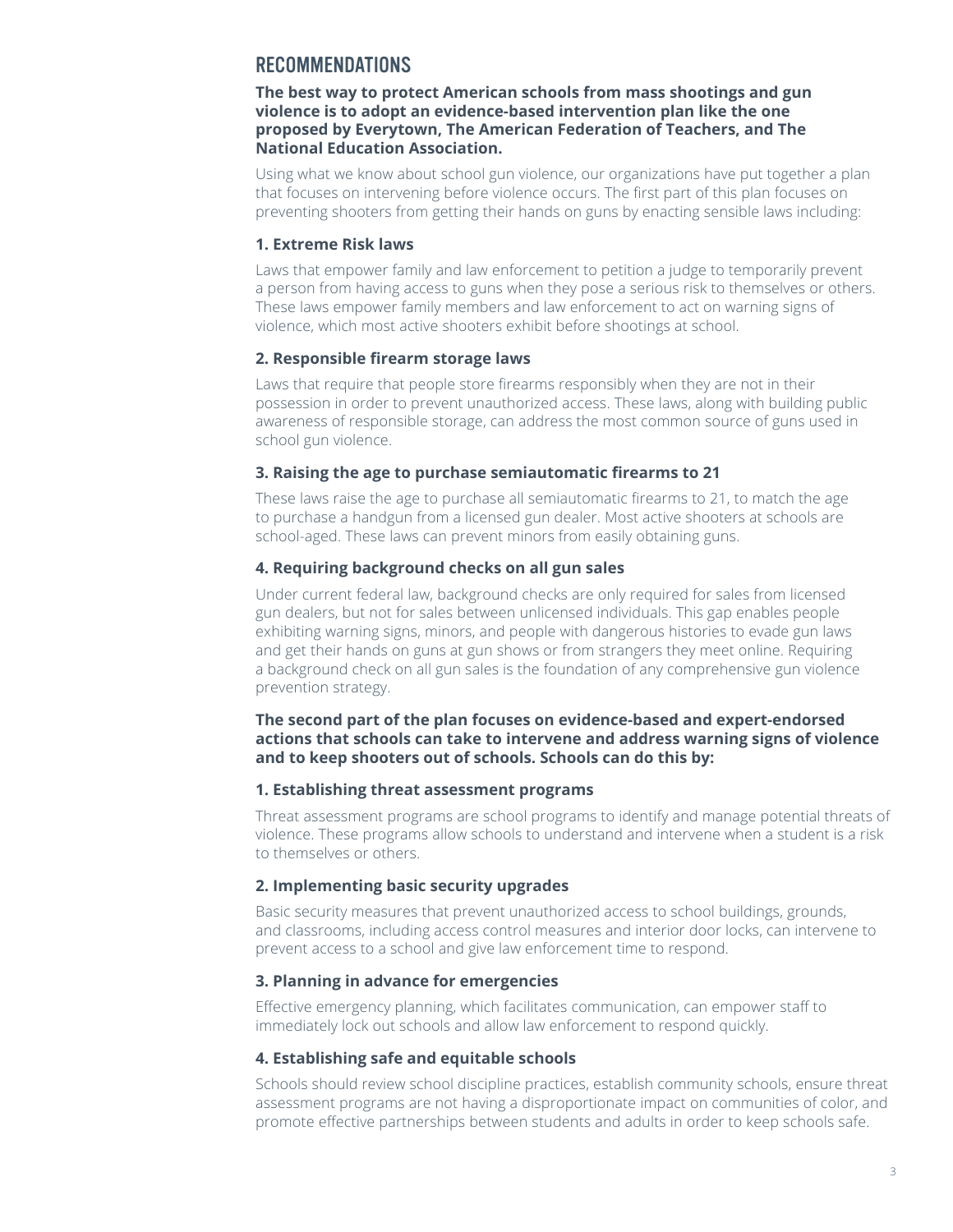## RECOMMENDATIONS

**The best way to protect American schools from mass shootings and gun violence is to adopt an evidence-based intervention plan like the one proposed by Everytown, The American Federation of Teachers, and The National Education Association.**

Using what we know about school gun violence, our organizations have put together a plan that focuses on intervening before violence occurs. The first part of this plan focuses on preventing shooters from getting their hands on guns by enacting sensible laws including:

### 1. Extreme Risk laws

Laws that empower family and law enforcement to petition a judge to temporarily prevent a person from having access to guns when they pose a serious risk to themselves or others. These laws empower family members and law enforcement to act on warning signs of violence, which most active shooters exhibit before shootings at school.

### 2. Responsible firearm storage laws

Laws that require that people store firearms responsibly when they are not in their possession in order to prevent unauthorized access. These laws, along with building public awareness of responsible storage, can address the most common source of guns used in school gun violence.

### 3. Raising the age to purchase semiautomatic firearms to 21

These laws raise the age to purchase all semiautomatic firearms to 21, to match the age to purchase a handgun from a licensed gun dealer. Most active shooters at schools are school-aged. These laws can prevent minors from easily obtaining guns.

### 4. Requiring background checks on all gun sales

Under current federal law, background checks are only required for sales from licensed gun dealers, but not for sales between unlicensed individuals. This gap enables people exhibiting warning signs, minors, and people with dangerous histories to evade gun laws and get their hands on guns at gun shows or from strangers they meet online. Requiring a background check on all gun sales is the foundation of any comprehensive gun violence prevention strategy.

**The second part of the plan focuses on evidence-based and expert-endorsed actions that schools can take to intervene and address warning signs of violence and to keep shooters out of schools. Schools can do this by:**

### 1. Establishing threat assessment programs

Threat assessment programs are school programs to identify and manage potential threats of violence. These programs allow schools to understand and intervene when a student is a risk to themselves or others.

### 2. Implementing basic security upgrades

Basic security measures that prevent unauthorized access to school buildings, grounds, and classrooms, including access control measures and interior door locks, can intervene to prevent access to a school and give law enforcement time to respond.

### 3. Planning in advance for emergencies

Effective emergency planning, which facilitates communication, can empower staff to immediately lock out schools and allow law enforcement to respond quickly.

### 4. Establishing safe and equitable schools

Schools should review school discipline practices, establish community schools, ensure threat assessment programs are not having a disproportionate impact on communities of color, and promote effective partnerships between students and adults in order to keep schools safe.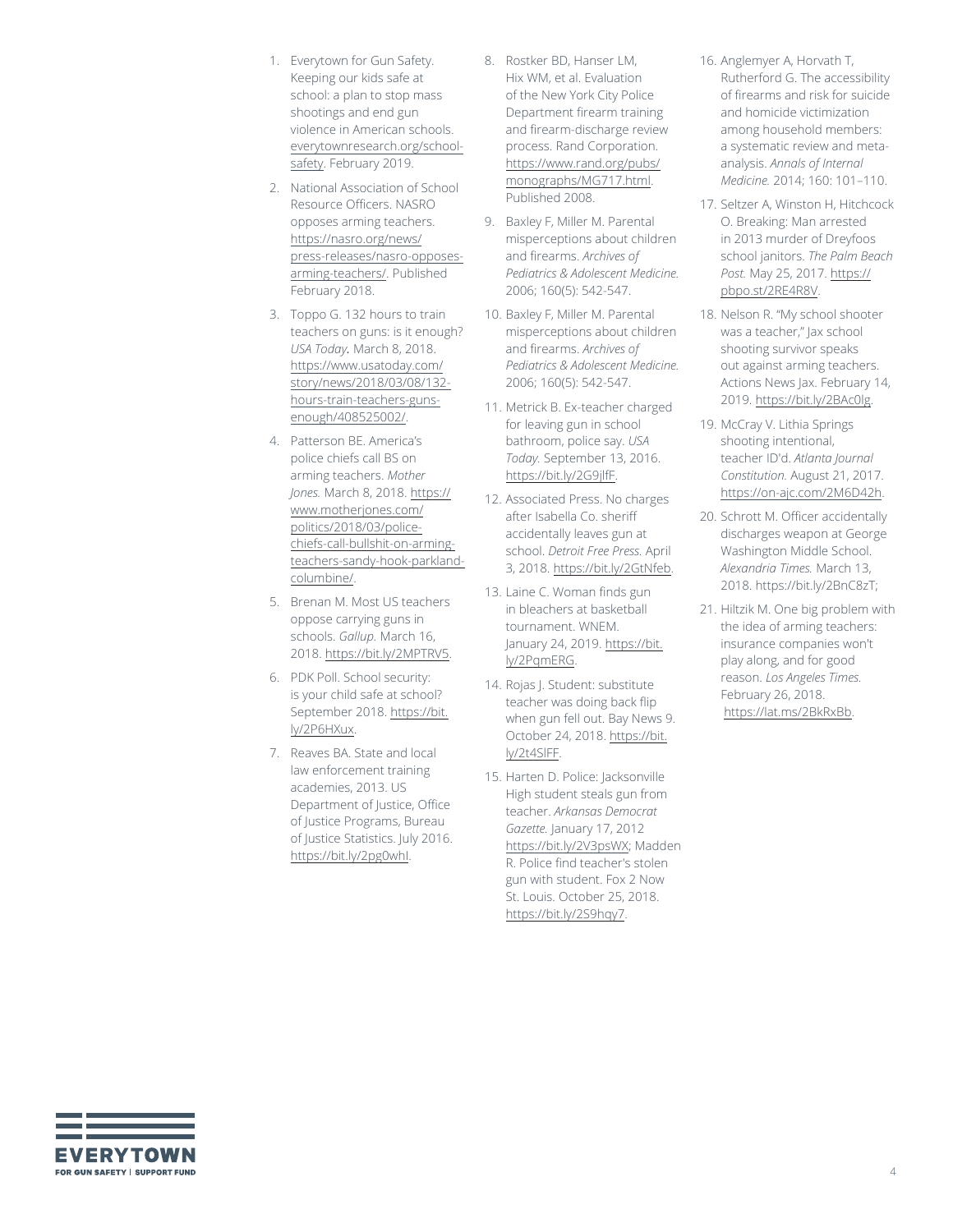1. Everytown for Gun Safety. Keeping our kids safe at school: a plan to stop mass shootings and end gun violence in American schools. everytownresearch.org/school-safety. February 2019.
2. National Association of School Resource Officers. NASRO opposes arming teachers. https://nasro.org/news/press-releases/nasro-opposes-arming-teachers/. Published February 2018.
3. Toppo G. 132 hours to train teachers on guns: is it enough? *USA Today.* March 8, 2018. https://www.usatoday.com/story/news/2018/03/08/132-hours-train-teachers-guns-enough/408525002/.
4. Patterson BE. America's police chiefs call BS on arming teachers. *Mother Jones.* March 8, 2018. https://www.motherjones.com/politics/2018/03/police-chiefs-call-bullshit-on-arming-teachers-sandy-hook-parkland-columbine/.
5. Brenan M. Most US teachers oppose carrying guns in schools. *Gallup.* March 16, 2018. https://bit.ly/2MPTRV5.
6. PDK Poll. School security: is your child safe at school? September 2018. https://bit.ly/2P6HXux.
7. Reaves BA. State and local law enforcement training academies, 2013. US Department of Justice, Office of Justice Programs, Bureau of Justice Statistics. July 2016. https://bit.ly/2pg0whI.
8. Rostker BD, Hanser LM, Hix WM, et al. Evaluation of the New York City Police Department firearm training and firearm-discharge review process. Rand Corporation. https://www.rand.org/pubs/monographs/MG717.html. Published 2008.
9. Baxley F, Miller M. Parental misperceptions about children and firearms. *Archives of Pediatrics & Adolescent Medicine.* 2006; 160(5): 542-547.
10. Baxley F, Miller M. Parental misperceptions about children and firearms. *Archives of Pediatrics & Adolescent Medicine.* 2006; 160(5): 542-547.
11. Metrick B. Ex-teacher charged for leaving gun in school bathroom, police say. *USA Today.* September 13, 2016. https://bit.ly/2G9jlfF.
12. Associated Press. No charges after Isabella Co. sheriff accidentally leaves gun at school. *Detroit Free Press.* April 3, 2018. https://bit.ly/2GtNfeb.
13. Laine C. Woman finds gun in bleachers at basketball tournament. WNEM. January 24, 2019. https://bit.ly/2PqmERG.
14. Rojas J. Student: substitute teacher was doing back flip when gun fell out. Bay News 9. October 24, 2018. https://bit.ly/2t4SlFF.
15. Harten D. Police: Jacksonville High student steals gun from teacher. *Arkansas Democrat Gazette.* January 17, 2012 https://bit.ly/2V3psWX; Madden R. Police find teacher's stolen gun with student. Fox 2 Now St. Louis. October 25, 2018. https://bit.ly/2S9hqy7.
16. Anglemyer A, Horvath T, Rutherford G. The accessibility of firearms and risk for suicide and homicide victimization among household members: a systematic review and meta-analysis. *Annals of Internal Medicine.* 2014; 160: 101–110.
17. Seltzer A, Winston H, Hitchcock O. Breaking: Man arrested in 2013 murder of Dreyfoos school janitors. *The Palm Beach Post.* May 25, 2017. https://pbpo.st/2RE4R8V.
18. Nelson R. "My school shooter was a teacher," Jax school shooting survivor speaks out against arming teachers. Actions News Jax. February 14, 2019. https://bit.ly/2BAc0lg.
19. McCray V. Lithia Springs shooting intentional, teacher ID'd. *Atlanta Journal Constitution.* August 21, 2017. https://on-ajc.com/2M6D42h.
20. Schrott M. Officer accidentally discharges weapon at George Washington Middle School. *Alexandria Times.* March 13, 2018. https://bit.ly/2BnC8zT;
21. Hiltzik M. One big problem with the idea of arming teachers: insurance companies won't play along, and for good reason. *Los Angeles Times.* February 26, 2018. https://lat.ms/2BkRxBb.